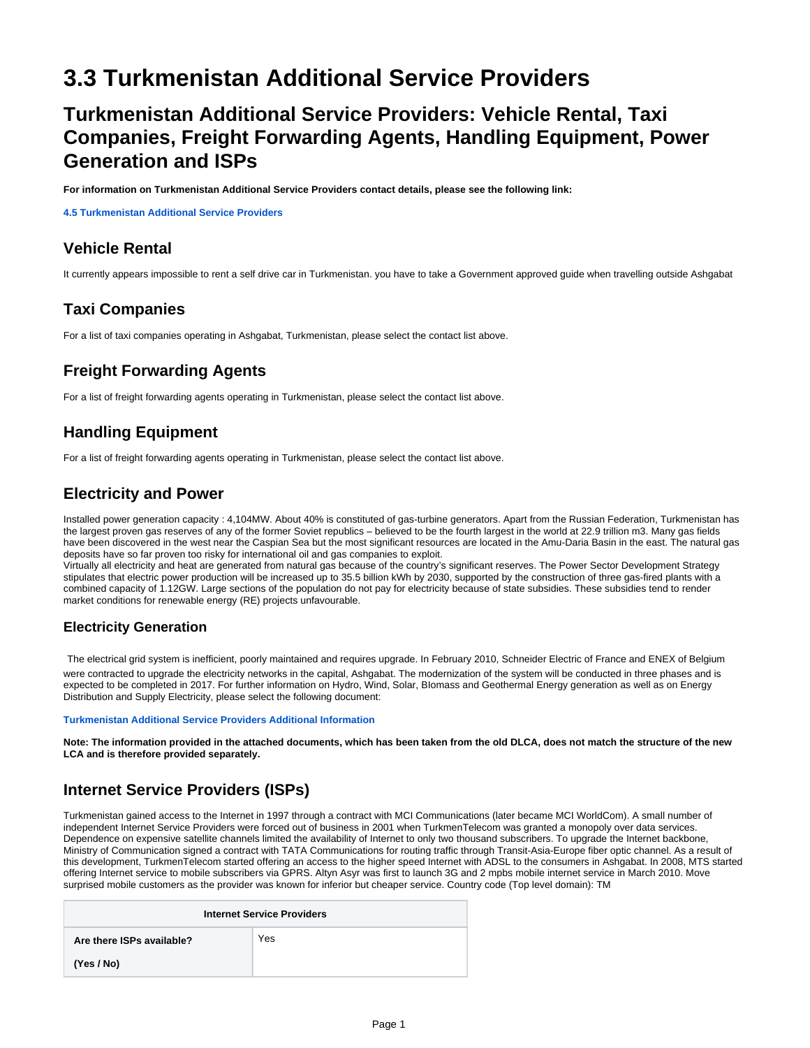# 3.3 Turkmenistan Additional Service Providers

## Turkmenistan Additional Service Providers: Vehicle Rental, Taxi Companies, Freight Forwarding Agents, Handling Equipment, Power Generation and ISPs

**For information on Turkmenistan Additional Service Providers contact details, please see the following link:**

**4.5 Turkmenistan Additional Service Providers**

### Vehicle Rental

It currently appears impossible to rent a self drive car in Turkmenistan. you have to take a Government approved guide when travelling outside Ashgabat

### Taxi Companies

For a list of taxi companies operating in Ashgabat, Turkmenistan, please select the contact list above.

### Freight Forwarding Agents

For a list of freight forwarding agents operating in Turkmenistan, please select the contact list above.

### Handling Equipment

For a list of freight forwarding agents operating in Turkmenistan, please select the contact list above.

### Electricity and Power

Installed power generation capacity : 4,104MW. About 40% is constituted of gas-turbine generators. Apart from the Russian Federation, Turkmenistan has the largest proven gas reserves of any of the former Soviet republics – believed to be the fourth largest in the world at 22.9 trillion m3. Many gas fields have been discovered in the west near the Caspian Sea but the most significant resources are located in the Amu-Daria Basin in the east. The natural gas deposits have so far proven too risky for international oil and gas companies to exploit.
Virtually all electricity and heat are generated from natural gas because of the country's significant reserves. The Power Sector Development Strategy stipulates that electric power production will be increased up to 35.5 billion kWh by 2030, supported by the construction of three gas-fired plants with a combined capacity of 1.12GW. Large sections of the population do not pay for electricity because of state subsidies. These subsidies tend to render market conditions for renewable energy (RE) projects unfavourable.

#### Electricity Generation

The electrical grid system is inefficient, poorly maintained and requires upgrade. In February 2010, Schneider Electric of France and ENEX of Belgium were contracted to upgrade the electricity networks in the capital, Ashgabat. The modernization of the system will be conducted in three phases and is expected to be completed in 2017. For further information on Hydro, Wind, Solar, BIomass and Geothermal Energy generation as well as on Energy Distribution and Supply Electricity, please select the following document:

**Turkmenistan Additional Service Providers Additional Information**

**Note: The information provided in the attached documents, which has been taken from the old DLCA, does not match the structure of the new LCA and is therefore provided separately.**

### Internet Service Providers (ISPs)

Turkmenistan gained access to the Internet in 1997 through a contract with MCI Communications (later became MCI WorldCom). A small number of independent Internet Service Providers were forced out of business in 2001 when TurkmenTelecom was granted a monopoly over data services. Dependence on expensive satellite channels limited the availability of Internet to only two thousand subscribers. To upgrade the Internet backbone, Ministry of Communication signed a contract with TATA Communications for routing traffic through Transit-Asia-Europe fiber optic channel. As a result of this development, TurkmenTelecom started offering an access to the higher speed Internet with ADSL to the consumers in Ashgabat. In 2008, MTS started offering Internet service to mobile subscribers via GPRS. Altyn Asyr was first to launch 3G and 2 mpbs mobile internet service in March 2010. Move surprised mobile customers as the provider was known for inferior but cheaper service. Country code (Top level domain): TM

| Internet Service Providers | |
|---|---|
| **Are there ISPs available? (Yes / No)** | Yes |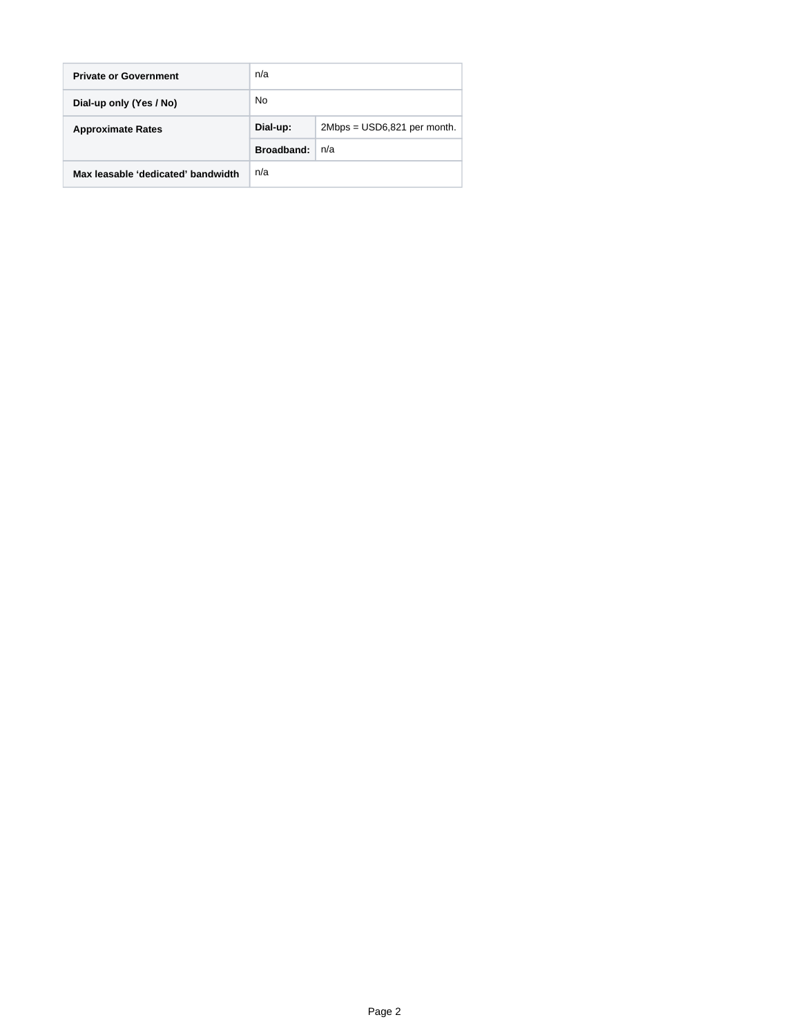| | | |
|---|---|---|
| **Private or Government** | n/a | |
| **Dial-up only (Yes / No)** | No | |
| **Approximate Rates** | **Dial-up:** | 2Mbps = USD6,821 per month. |
| | **Broadband:** | n/a |
| **Max leasable 'dedicated' bandwidth** | n/a | |